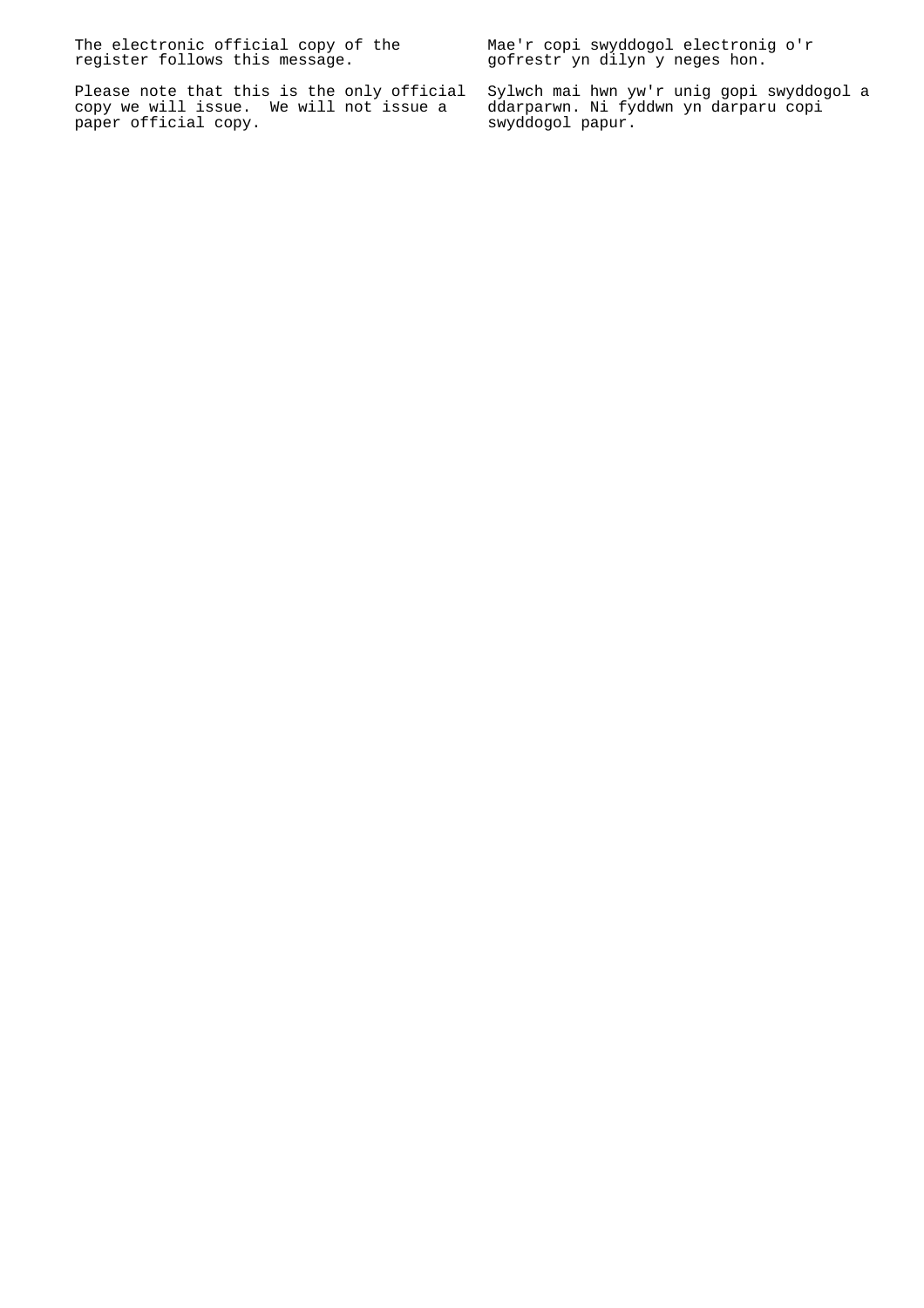The electronic official copy of the register follows this message.

Please note that this is the only official copy we will issue. We will not issue a paper official copy.

Mae'r copi swyddogol electronig o'r gofrestr yn dilyn y neges hon.

Sylwch mai hwn yw'r unig gopi swyddogol a ddarparwn. Ni fyddwn yn darparu copi swyddogol papur.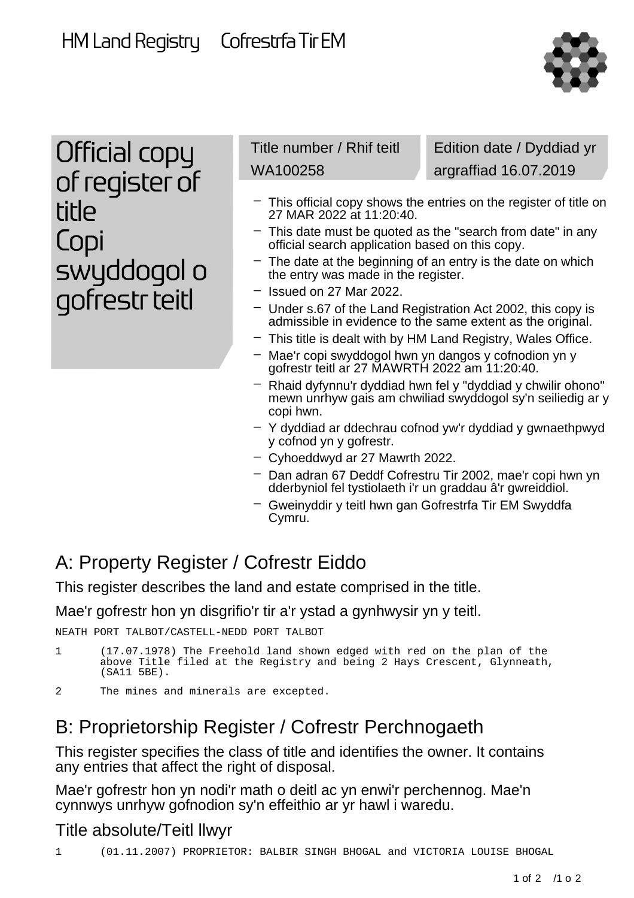HM Land Registry Cofrestrfa Tir EM

# Official copy of register of title
# Copi swyddogol o gofrestr teitl

Title number / Rhif teitl WA100258

Edition date / Dyddiad yr argraffiad 16.07.2019

- This official copy shows the entries on the register of title on 27 MAR 2022 at 11:20:40.
- This date must be quoted as the "search from date" in any official search application based on this copy.
- The date at the beginning of an entry is the date on which the entry was made in the register.
- Issued on 27 Mar 2022.
- Under s.67 of the Land Registration Act 2002, this copy is admissible in evidence to the same extent as the original.
- This title is dealt with by HM Land Registry, Wales Office.
- Mae'r copi swyddogol hwn yn dangos y cofnodion yn y gofrestr teitl ar 27 MAWRTH 2022 am 11:20:40.
- Rhaid dyfynnu'r dyddiad hwn fel y "dyddiad y chwilir ohono" mewn unrhyw gais am chwiliad swyddogol sy'n seiliedig ar y copi hwn.
- Y dyddiad ar ddechrau cofnod yw'r dyddiad y gwnaethpwyd y cofnod yn y gofrestr.
- Cyhoeddwyd ar 27 Mawrth 2022.
- Dan adran 67 Deddf Cofrestru Tir 2002, mae'r copi hwn yn dderbyniol fel tystiolaeth i'r un graddau â'r gwreiddiol.
- Gweinyddir y teitl hwn gan Gofrestrfa Tir EM Swyddfa Cymru.

## A: Property Register / Cofrestr Eiddo

This register describes the land and estate comprised in the title.

Mae'r gofrestr hon yn disgrifio'r tir a'r ystad a gynhwysir yn y teitl.

NEATH PORT TALBOT/CASTELL-NEDD PORT TALBOT

1 (17.07.1978) The Freehold land shown edged with red on the plan of the above Title filed at the Registry and being 2 Hays Crescent, Glynneath, (SA11 5BE).

2 The mines and minerals are excepted.

## B: Proprietorship Register / Cofrestr Perchnogaeth

This register specifies the class of title and identifies the owner. It contains any entries that affect the right of disposal.

Mae'r gofrestr hon yn nodi'r math o deitl ac yn enwi'r perchennog. Mae'n cynnwys unrhyw gofnodion sy'n effeithio ar yr hawl i waredu.

### Title absolute/Teitl llwyr

1 (01.11.2007) PROPRIETOR: BALBIR SINGH BHOGAL and VICTORIA LOUISE BHOGAL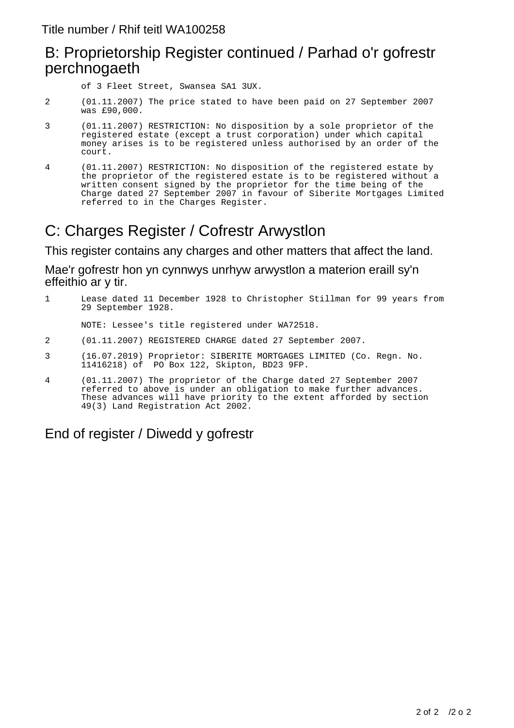## B: Proprietorship Register continued / Parhad o'r gofrestr perchnogaeth

of 3 Fleet Street, Swansea SA1 3UX.

2 (01.11.2007) The price stated to have been paid on 27 September 2007 was £90,000.

3 (01.11.2007) RESTRICTION: No disposition by a sole proprietor of the registered estate (except a trust corporation) under which capital money arises is to be registered unless authorised by an order of the court.

4 (01.11.2007) RESTRICTION: No disposition of the registered estate by the proprietor of the registered estate is to be registered without a written consent signed by the proprietor for the time being of the Charge dated 27 September 2007 in favour of Siberite Mortgages Limited referred to in the Charges Register.

## C: Charges Register / Cofrestr Arwystlon

This register contains any charges and other matters that affect the land.

Mae'r gofrestr hon yn cynnwys unrhyw arwystlon a materion eraill sy'n effeithio ar y tir.

1 Lease dated 11 December 1928 to Christopher Stillman for 99 years from 29 September 1928.

NOTE: Lessee's title registered under WA72518.

2 (01.11.2007) REGISTERED CHARGE dated 27 September 2007.

3 (16.07.2019) Proprietor: SIBERITE MORTGAGES LIMITED (Co. Regn. No. 11416218) of PO Box 122, Skipton, BD23 9FP.

4 (01.11.2007) The proprietor of the Charge dated 27 September 2007 referred to above is under an obligation to make further advances. These advances will have priority to the extent afforded by section 49(3) Land Registration Act 2002.

## End of register / Diwedd y gofrestr